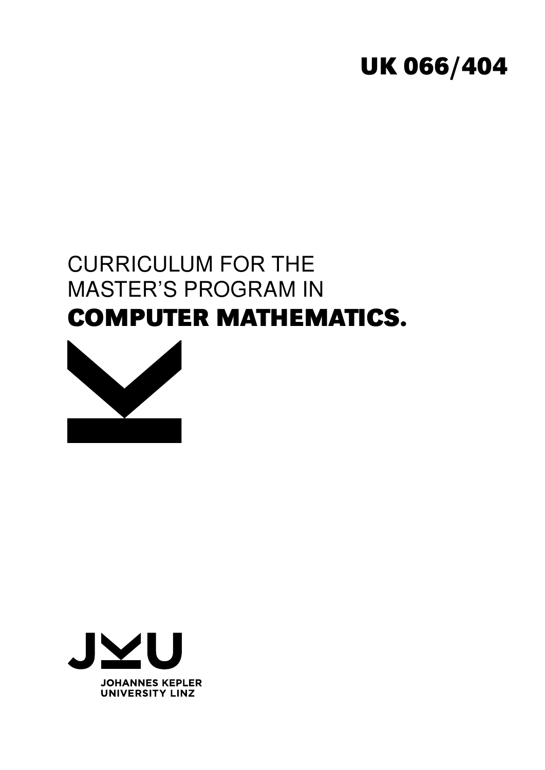UK 066/404

# CURRICULUM FOR THE MASTER'S PROGRAM IN **COMPUTER MATHEMATICS.**

JOHANNES KEPLER UNIVERSITY LINZ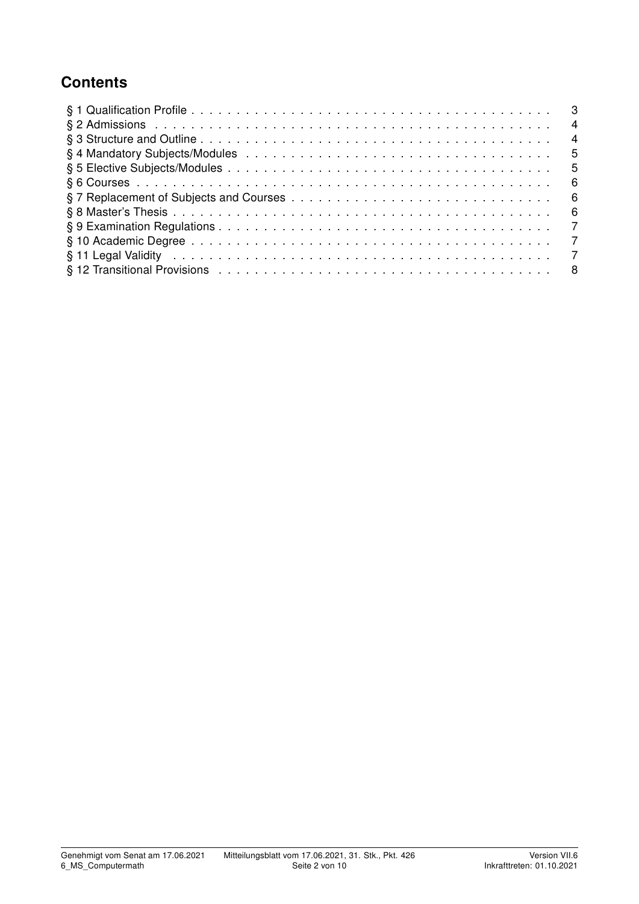## Contents

§ 1 Qualification Profile . . . . . . . . . . . . . . . . . . . . . . . . . . . . . . . . . . . . . . . . 3
§ 2 Admissions . . . . . . . . . . . . . . . . . . . . . . . . . . . . . . . . . . . . . . . . . . . . . 4
§ 3 Structure and Outline . . . . . . . . . . . . . . . . . . . . . . . . . . . . . . . . . . . . . . 4
§ 4 Mandatory Subjects/Modules . . . . . . . . . . . . . . . . . . . . . . . . . . . . . . . . . 5
§ 5 Elective Subjects/Modules . . . . . . . . . . . . . . . . . . . . . . . . . . . . . . . . . . . 5
§ 6 Courses . . . . . . . . . . . . . . . . . . . . . . . . . . . . . . . . . . . . . . . . . . . . . . . 6
§ 7 Replacement of Subjects and Courses . . . . . . . . . . . . . . . . . . . . . . . . . . . 6
§ 8 Master's Thesis . . . . . . . . . . . . . . . . . . . . . . . . . . . . . . . . . . . . . . . . . . 6
§ 9 Examination Regulations . . . . . . . . . . . . . . . . . . . . . . . . . . . . . . . . . . . 7
§ 10 Academic Degree . . . . . . . . . . . . . . . . . . . . . . . . . . . . . . . . . . . . . . . . 7
§ 11 Legal Validity . . . . . . . . . . . . . . . . . . . . . . . . . . . . . . . . . . . . . . . . . . 7
§ 12 Transitional Provisions . . . . . . . . . . . . . . . . . . . . . . . . . . . . . . . . . . . . 8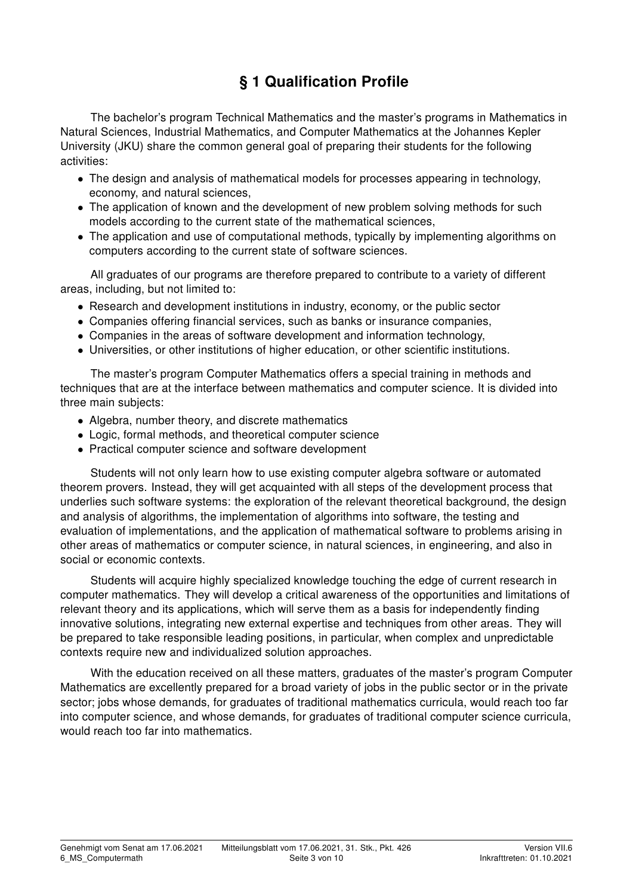# § 1 Qualification Profile

The bachelor's program Technical Mathematics and the master's programs in Mathematics in Natural Sciences, Industrial Mathematics, and Computer Mathematics at the Johannes Kepler University (JKU) share the common general goal of preparing their students for the following activities:

- The design and analysis of mathematical models for processes appearing in technology, economy, and natural sciences,
- The application of known and the development of new problem solving methods for such models according to the current state of the mathematical sciences,
- The application and use of computational methods, typically by implementing algorithms on computers according to the current state of software sciences.

All graduates of our programs are therefore prepared to contribute to a variety of different areas, including, but not limited to:

- Research and development institutions in industry, economy, or the public sector
- Companies offering financial services, such as banks or insurance companies,
- Companies in the areas of software development and information technology,
- Universities, or other institutions of higher education, or other scientific institutions.

The master's program Computer Mathematics offers a special training in methods and techniques that are at the interface between mathematics and computer science. It is divided into three main subjects:

- Algebra, number theory, and discrete mathematics
- Logic, formal methods, and theoretical computer science
- Practical computer science and software development

Students will not only learn how to use existing computer algebra software or automated theorem provers. Instead, they will get acquainted with all steps of the development process that underlies such software systems: the exploration of the relevant theoretical background, the design and analysis of algorithms, the implementation of algorithms into software, the testing and evaluation of implementations, and the application of mathematical software to problems arising in other areas of mathematics or computer science, in natural sciences, in engineering, and also in social or economic contexts.

Students will acquire highly specialized knowledge touching the edge of current research in computer mathematics. They will develop a critical awareness of the opportunities and limitations of relevant theory and its applications, which will serve them as a basis for independently finding innovative solutions, integrating new external expertise and techniques from other areas. They will be prepared to take responsible leading positions, in particular, when complex and unpredictable contexts require new and individualized solution approaches.

With the education received on all these matters, graduates of the master's program Computer Mathematics are excellently prepared for a broad variety of jobs in the public sector or in the private sector; jobs whose demands, for graduates of traditional mathematics curricula, would reach too far into computer science, and whose demands, for graduates of traditional computer science curricula, would reach too far into mathematics.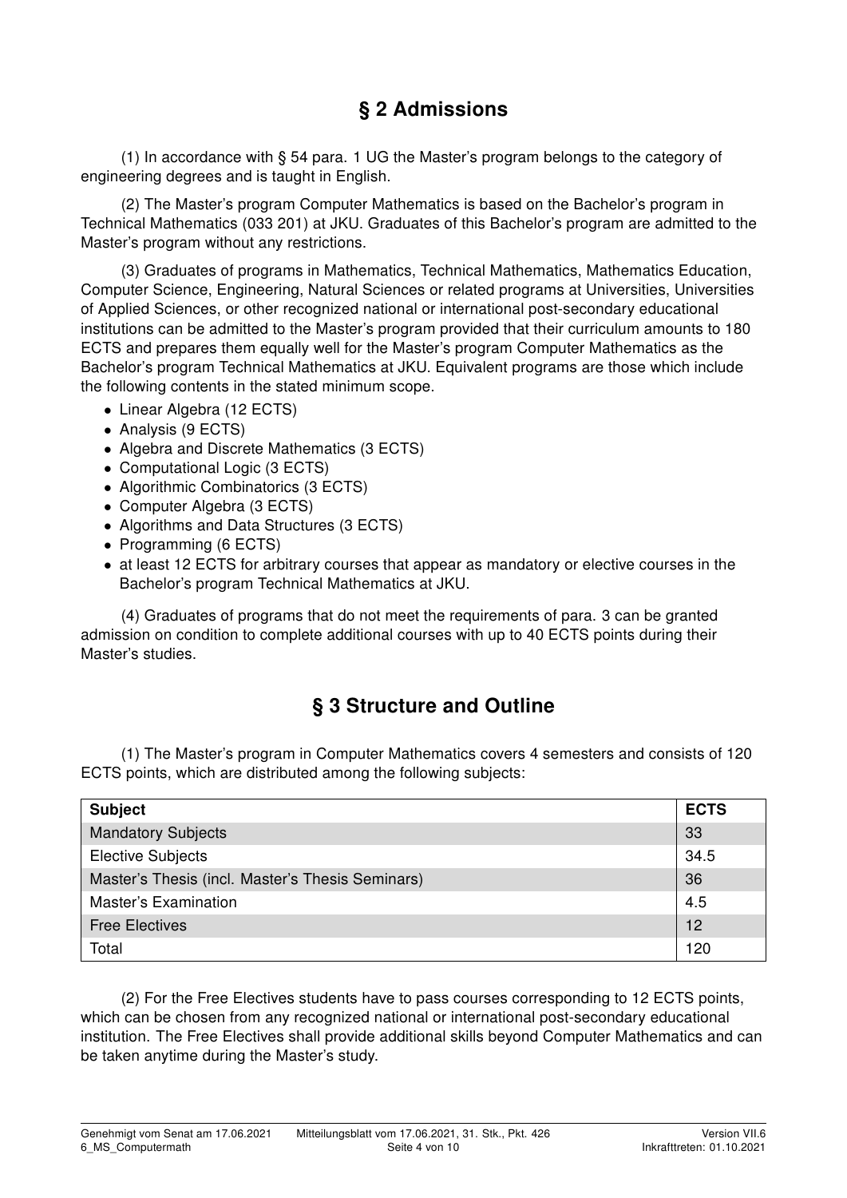## § 2 Admissions

(1) In accordance with § 54 para. 1 UG the Master's program belongs to the category of engineering degrees and is taught in English.

(2) The Master's program Computer Mathematics is based on the Bachelor's program in Technical Mathematics (033 201) at JKU. Graduates of this Bachelor's program are admitted to the Master's program without any restrictions.

(3) Graduates of programs in Mathematics, Technical Mathematics, Mathematics Education, Computer Science, Engineering, Natural Sciences or related programs at Universities, Universities of Applied Sciences, or other recognized national or international post-secondary educational institutions can be admitted to the Master's program provided that their curriculum amounts to 180 ECTS and prepares them equally well for the Master's program Computer Mathematics as the Bachelor's program Technical Mathematics at JKU. Equivalent programs are those which include the following contents in the stated minimum scope.

- Linear Algebra (12 ECTS)
- Analysis (9 ECTS)
- Algebra and Discrete Mathematics (3 ECTS)
- Computational Logic (3 ECTS)
- Algorithmic Combinatorics (3 ECTS)
- Computer Algebra (3 ECTS)
- Algorithms and Data Structures (3 ECTS)
- Programming (6 ECTS)
- at least 12 ECTS for arbitrary courses that appear as mandatory or elective courses in the Bachelor's program Technical Mathematics at JKU.

(4) Graduates of programs that do not meet the requirements of para. 3 can be granted admission on condition to complete additional courses with up to 40 ECTS points during their Master's studies.

## § 3 Structure and Outline

(1) The Master's program in Computer Mathematics covers 4 semesters and consists of 120 ECTS points, which are distributed among the following subjects:

| Subject | ECTS |
|---|---|
| Mandatory Subjects | 33 |
| Elective Subjects | 34.5 |
| Master's Thesis (incl. Master's Thesis Seminars) | 36 |
| Master's Examination | 4.5 |
| Free Electives | 12 |
| Total | 120 |

(2) For the Free Electives students have to pass courses corresponding to 12 ECTS points, which can be chosen from any recognized national or international post-secondary educational institution. The Free Electives shall provide additional skills beyond Computer Mathematics and can be taken anytime during the Master's study.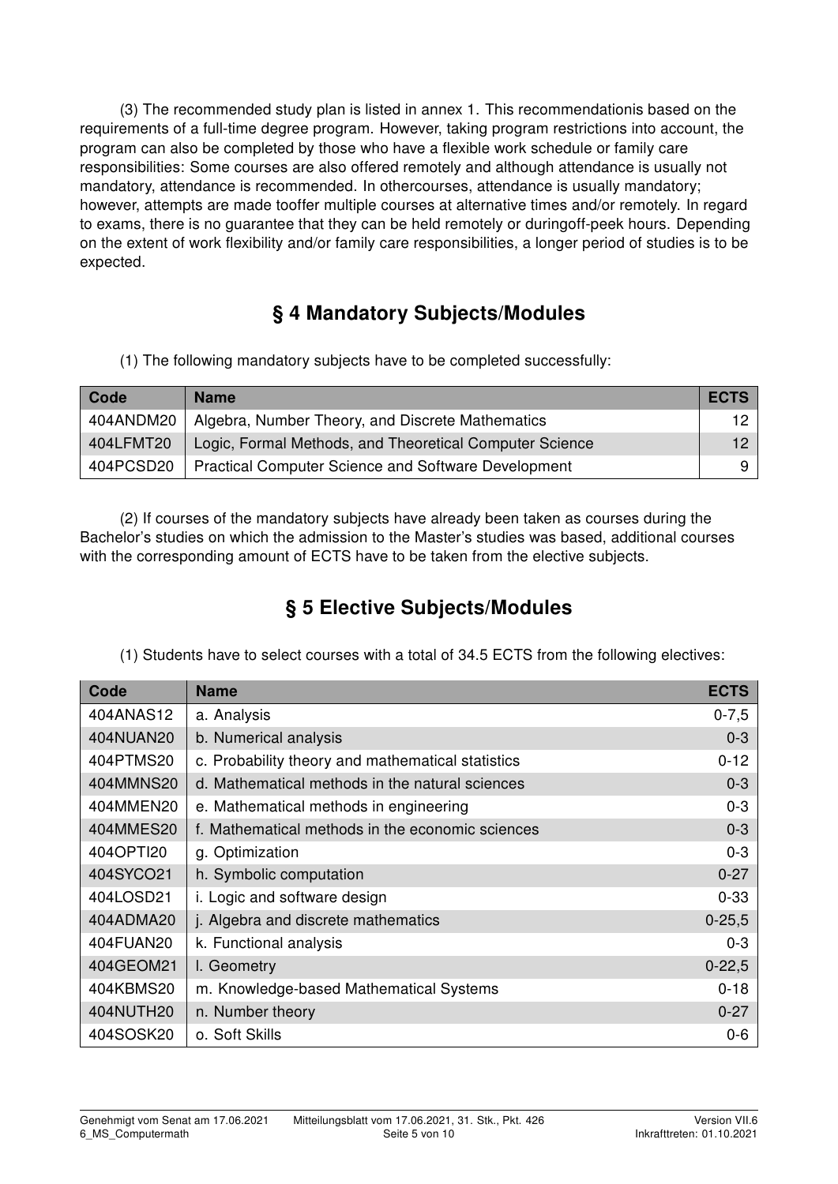(3) The recommended study plan is listed in annex 1. This recommendationis based on the requirements of a full-time degree program. However, taking program restrictions into account, the program can also be completed by those who have a flexible work schedule or family care responsibilities: Some courses are also offered remotely and although attendance is usually not mandatory, attendance is recommended. In othercourses, attendance is usually mandatory; however, attempts are made tooffer multiple courses at alternative times and/or remotely. In regard to exams, there is no guarantee that they can be held remotely or duringoff-peek hours. Depending on the extent of work flexibility and/or family care responsibilities, a longer period of studies is to be expected.

## § 4 Mandatory Subjects/Modules

(1) The following mandatory subjects have to be completed successfully:

| Code | Name | ECTS |
|---|---|---|
| 404ANDM20 | Algebra, Number Theory, and Discrete Mathematics | 12 |
| 404LFMT20 | Logic, Formal Methods, and Theoretical Computer Science | 12 |
| 404PCSD20 | Practical Computer Science and Software Development | 9 |

(2) If courses of the mandatory subjects have already been taken as courses during the Bachelor's studies on which the admission to the Master's studies was based, additional courses with the corresponding amount of ECTS have to be taken from the elective subjects.

## § 5 Elective Subjects/Modules

(1) Students have to select courses with a total of 34.5 ECTS from the following electives:

| Code | Name | ECTS |
|---|---|---|
| 404ANAS12 | a. Analysis | 0-7,5 |
| 404NUAN20 | b. Numerical analysis | 0-3 |
| 404PTMS20 | c. Probability theory and mathematical statistics | 0-12 |
| 404MMNS20 | d. Mathematical methods in the natural sciences | 0-3 |
| 404MMEN20 | e. Mathematical methods in engineering | 0-3 |
| 404MMES20 | f. Mathematical methods in the economic sciences | 0-3 |
| 404OPTI20 | g. Optimization | 0-3 |
| 404SYCO21 | h. Symbolic computation | 0-27 |
| 404LOSD21 | i. Logic and software design | 0-33 |
| 404ADMA20 | j. Algebra and discrete mathematics | 0-25,5 |
| 404FUAN20 | k. Functional analysis | 0-3 |
| 404GEOM21 | l. Geometry | 0-22,5 |
| 404KBMS20 | m. Knowledge-based Mathematical Systems | 0-18 |
| 404NUTH20 | n. Number theory | 0-27 |
| 404SOSK20 | o. Soft Skills | 0-6 |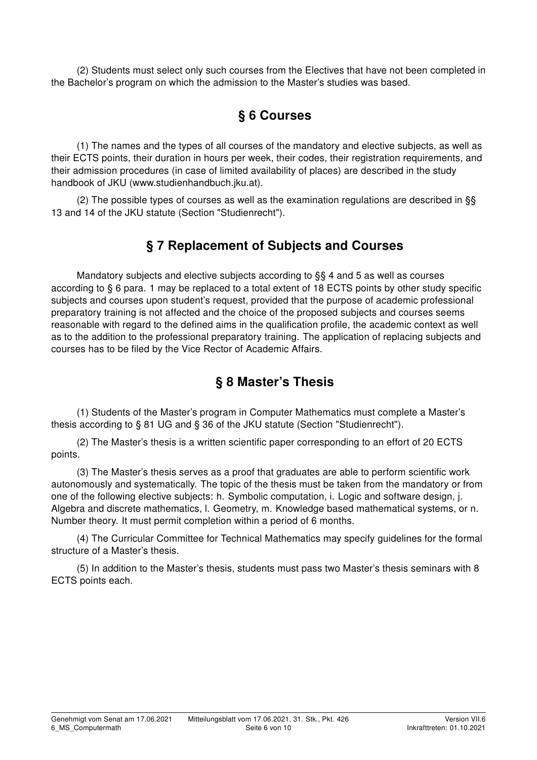(2) Students must select only such courses from the Electives that have not been completed in the Bachelor's program on which the admission to the Master's studies was based.

## § 6 Courses

(1) The names and the types of all courses of the mandatory and elective subjects, as well as their ECTS points, their duration in hours per week, their codes, their registration requirements, and their admission procedures (in case of limited availability of places) are described in the study handbook of JKU (www.studienhandbuch.jku.at).

(2) The possible types of courses as well as the examination regulations are described in §§ 13 and 14 of the JKU statute (Section "Studienrecht").

## § 7 Replacement of Subjects and Courses

Mandatory subjects and elective subjects according to §§ 4 and 5 as well as courses according to § 6 para. 1 may be replaced to a total extent of 18 ECTS points by other study specific subjects and courses upon student's request, provided that the purpose of academic professional preparatory training is not affected and the choice of the proposed subjects and courses seems reasonable with regard to the defined aims in the qualification profile, the academic context as well as to the addition to the professional preparatory training. The application of replacing subjects and courses has to be filed by the Vice Rector of Academic Affairs.

## § 8 Master's Thesis

(1) Students of the Master's program in Computer Mathematics must complete a Master's thesis according to § 81 UG and § 36 of the JKU statute (Section "Studienrecht").

(2) The Master's thesis is a written scientific paper corresponding to an effort of 20 ECTS points.

(3) The Master's thesis serves as a proof that graduates are able to perform scientific work autonomously and systematically. The topic of the thesis must be taken from the mandatory or from one of the following elective subjects: h. Symbolic computation, i. Logic and software design, j. Algebra and discrete mathematics, l. Geometry, m. Knowledge based mathematical systems, or n. Number theory. It must permit completion within a period of 6 months.

(4) The Curricular Committee for Technical Mathematics may specify guidelines for the formal structure of a Master's thesis.

(5) In addition to the Master's thesis, students must pass two Master's thesis seminars with 8 ECTS points each.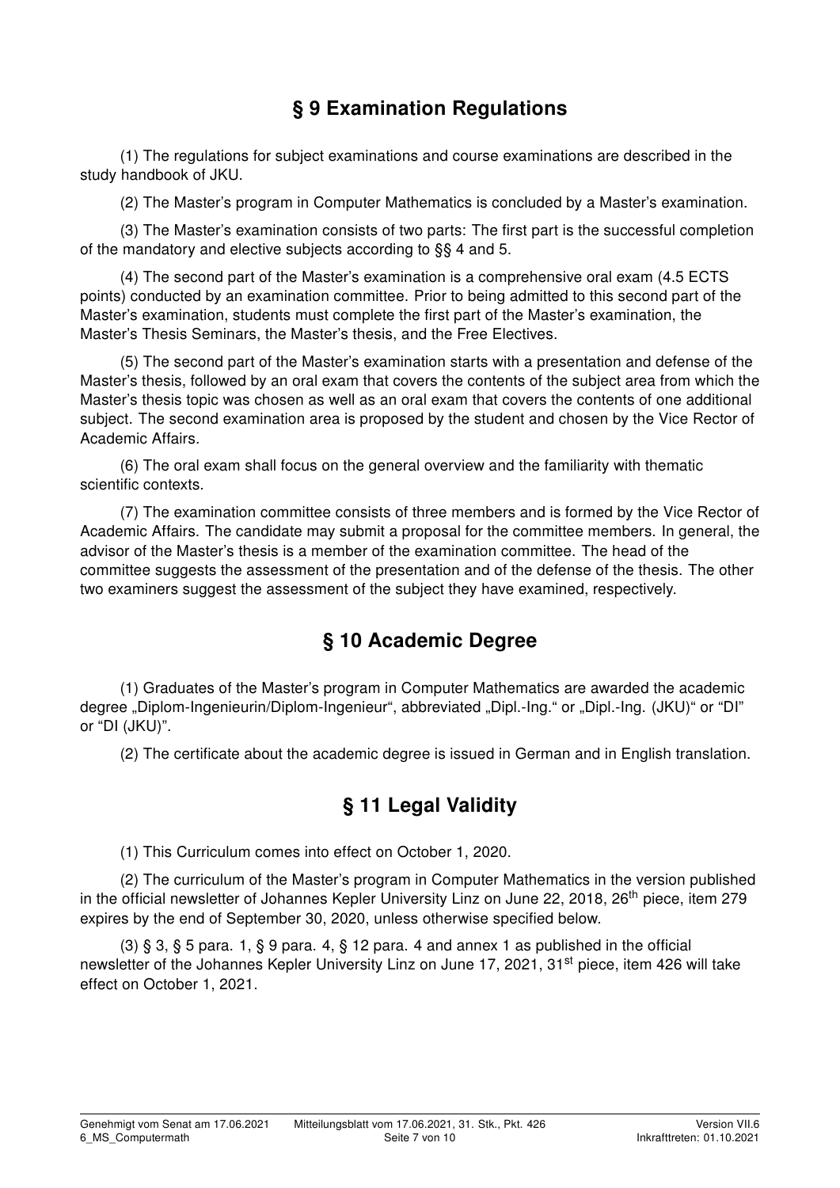## § 9 Examination Regulations

(1) The regulations for subject examinations and course examinations are described in the study handbook of JKU.

(2) The Master's program in Computer Mathematics is concluded by a Master's examination.

(3) The Master's examination consists of two parts: The first part is the successful completion of the mandatory and elective subjects according to §§ 4 and 5.

(4) The second part of the Master's examination is a comprehensive oral exam (4.5 ECTS points) conducted by an examination committee. Prior to being admitted to this second part of the Master's examination, students must complete the first part of the Master's examination, the Master's Thesis Seminars, the Master's thesis, and the Free Electives.

(5) The second part of the Master's examination starts with a presentation and defense of the Master's thesis, followed by an oral exam that covers the contents of the subject area from which the Master's thesis topic was chosen as well as an oral exam that covers the contents of one additional subject. The second examination area is proposed by the student and chosen by the Vice Rector of Academic Affairs.

(6) The oral exam shall focus on the general overview and the familiarity with thematic scientific contexts.

(7) The examination committee consists of three members and is formed by the Vice Rector of Academic Affairs. The candidate may submit a proposal for the committee members. In general, the advisor of the Master's thesis is a member of the examination committee. The head of the committee suggests the assessment of the presentation and of the defense of the thesis. The other two examiners suggest the assessment of the subject they have examined, respectively.

## § 10 Academic Degree

(1) Graduates of the Master's program in Computer Mathematics are awarded the academic degree „Diplom-Ingenieurin/Diplom-Ingenieur“, abbreviated „Dipl.-Ing.“ or „Dipl.-Ing. (JKU)“ or "DI" or "DI (JKU)".

(2) The certificate about the academic degree is issued in German and in English translation.

## § 11 Legal Validity

(1) This Curriculum comes into effect on October 1, 2020.

(2) The curriculum of the Master's program in Computer Mathematics in the version published in the official newsletter of Johannes Kepler University Linz on June 22, 2018, 26th piece, item 279 expires by the end of September 30, 2020, unless otherwise specified below.

(3) § 3, § 5 para. 1, § 9 para. 4, § 12 para. 4 and annex 1 as published in the official newsletter of the Johannes Kepler University Linz on June 17, 2021, 31st piece, item 426 will take effect on October 1, 2021.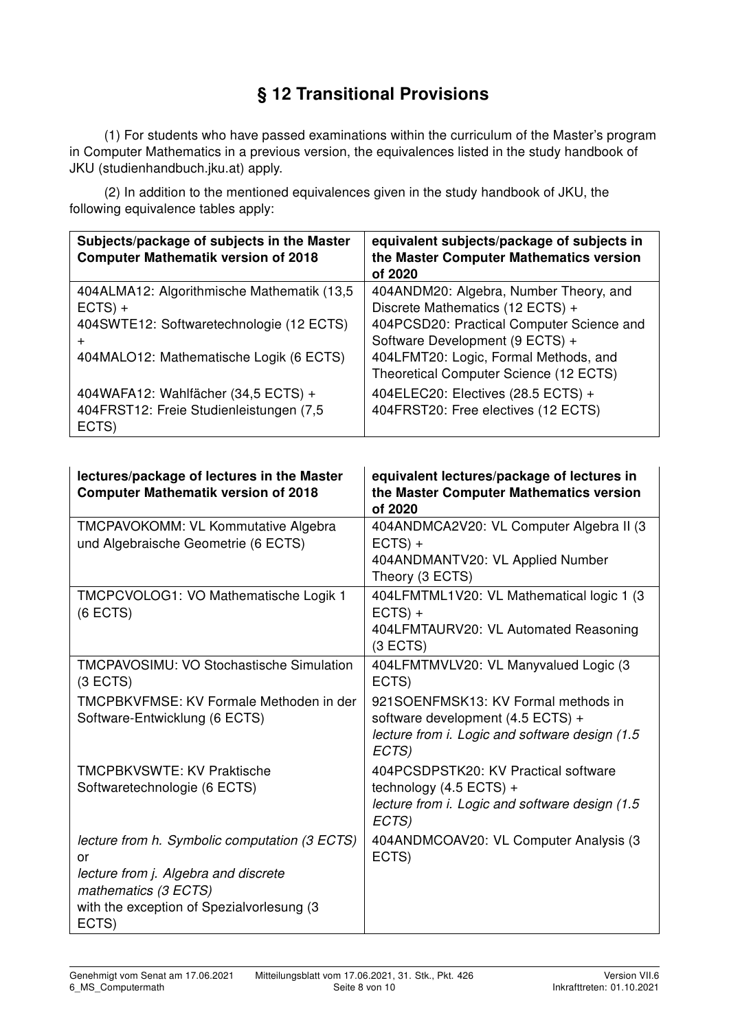# § 12 Transitional Provisions

(1) For students who have passed examinations within the curriculum of the Master's program in Computer Mathematics in a previous version, the equivalences listed in the study handbook of JKU (studienhandbuch.jku.at) apply.

(2) In addition to the mentioned equivalences given in the study handbook of JKU, the following equivalence tables apply:

| **Subjects/package of subjects in the Master Computer Mathematik version of 2018** | **equivalent subjects/package of subjects in the Master Computer Mathematics version of 2020** |
|---|---|
| 404ALMA12: Algorithmische Mathematik (13,5 ECTS) + 404SWTE12: Softwaretechnologie (12 ECTS) + 404MALO12: Mathematische Logik (6 ECTS) | 404ANDM20: Algebra, Number Theory, and Discrete Mathematics (12 ECTS) + 404PCSD20: Practical Computer Science and Software Development (9 ECTS) + 404LFMT20: Logic, Formal Methods, and Theoretical Computer Science (12 ECTS) |
| 404WAFA12: Wahlfächer (34,5 ECTS) + 404FRST12: Freie Studienleistungen (7,5 ECTS) | 404ELEC20: Electives (28.5 ECTS) + 404FRST20: Free electives (12 ECTS) |

| **lectures/package of lectures in the Master Computer Mathematik version of 2018** | **equivalent lectures/package of lectures in the Master Computer Mathematics version of 2020** |
|---|---|
| TMCPAVOKOMM: VL Kommutative Algebra und Algebraische Geometrie (6 ECTS) | 404ANDMCA2V20: VL Computer Algebra II (3 ECTS) + 404ANDMANTV20: VL Applied Number Theory (3 ECTS) |
| TMCPCVOLOG1: VO Mathematische Logik 1 (6 ECTS) | 404LFMTML1V20: VL Mathematical logic 1 (3 ECTS) + 404LFMTAURV20: VL Automated Reasoning (3 ECTS) |
| TMCPAVOSIMU: VO Stochastische Simulation (3 ECTS) | 404LFMTMVLV20: VL Manyvalued Logic (3 ECTS) |
| TMCPBKVFMSE: KV Formale Methoden in der Software-Entwicklung (6 ECTS) | 921SOENFMSK13: KV Formal methods in software development (4.5 ECTS) + *lecture from i. Logic and software design (1.5 ECTS)* |
| TMCPBKVSWTE: KV Praktische Softwaretechnologie (6 ECTS) | 404PCSDPSTK20: KV Practical software technology (4.5 ECTS) + *lecture from i. Logic and software design (1.5 ECTS)* |
| *lecture from h. Symbolic computation (3 ECTS)* or *lecture from j. Algebra and discrete mathematics (3 ECTS)* with the exception of Spezialvorlesung (3 ECTS) | 404ANDMCOAV20: VL Computer Analysis (3 ECTS) |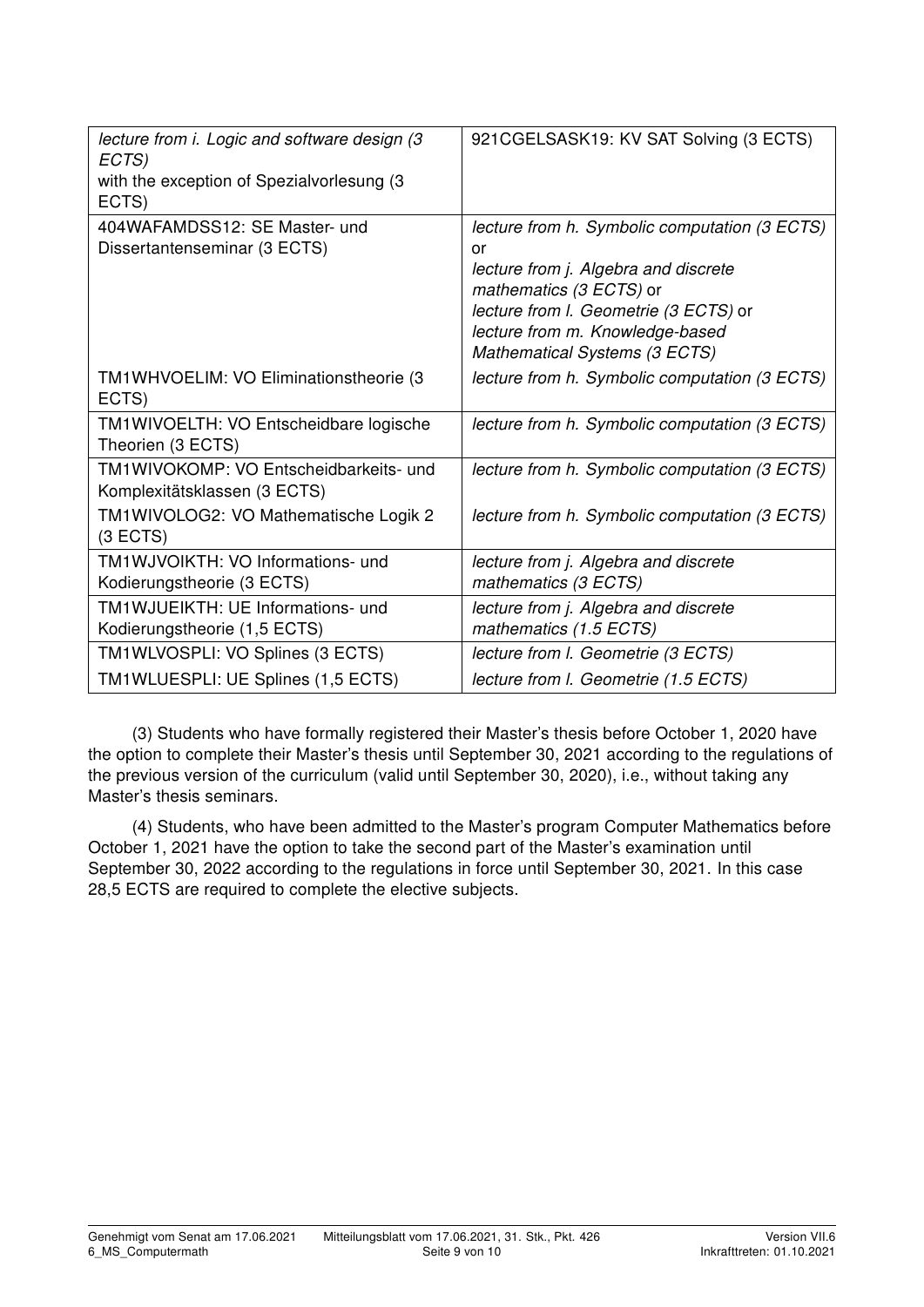| | |
|---|---|
| *lecture from i. Logic and software design (3 ECTS)*<br>with the exception of Spezialvorlesung (3 ECTS) | 921CGELSASK19: KV SAT Solving (3 ECTS) |
| 404WAFAMDSS12: SE Master- und Dissertantenseminar (3 ECTS) | *lecture from h. Symbolic computation (3 ECTS)* or<br>*lecture from j. Algebra and discrete mathematics (3 ECTS)* or<br>*lecture from l. Geometrie (3 ECTS)* or<br>*lecture from m. Knowledge-based Mathematical Systems (3 ECTS)* |
| TM1WHVOELIM: VO Eliminationstheorie (3 ECTS) | *lecture from h. Symbolic computation (3 ECTS)* |
| TM1WIVOELTH: VO Entscheidbare logische Theorien (3 ECTS) | *lecture from h. Symbolic computation (3 ECTS)* |
| TM1WIVOKOMP: VO Entscheidbarkeits- und Komplexitätsklassen (3 ECTS) | *lecture from h. Symbolic computation (3 ECTS)* |
| TM1WIVOLOG2: VO Mathematische Logik 2 (3 ECTS) | *lecture from h. Symbolic computation (3 ECTS)* |
| TM1WJVOIKTH: VO Informations- und Kodierungstheorie (3 ECTS) | *lecture from j. Algebra and discrete mathematics (3 ECTS)* |
| TM1WJUEIKTH: UE Informations- und Kodierungstheorie (1,5 ECTS) | *lecture from j. Algebra and discrete mathematics (1.5 ECTS)* |
| TM1WLVOSPLI: VO Splines (3 ECTS) | *lecture from l. Geometrie (3 ECTS)* |
| TM1WLUESPLI: UE Splines (1,5 ECTS) | *lecture from l. Geometrie (1.5 ECTS)* |

(3) Students who have formally registered their Master's thesis before October 1, 2020 have the option to complete their Master's thesis until September 30, 2021 according to the regulations of the previous version of the curriculum (valid until September 30, 2020), i.e., without taking any Master's thesis seminars.

(4) Students, who have been admitted to the Master's program Computer Mathematics before October 1, 2021 have the option to take the second part of the Master's examination until September 30, 2022 according to the regulations in force until September 30, 2021. In this case 28,5 ECTS are required to complete the elective subjects.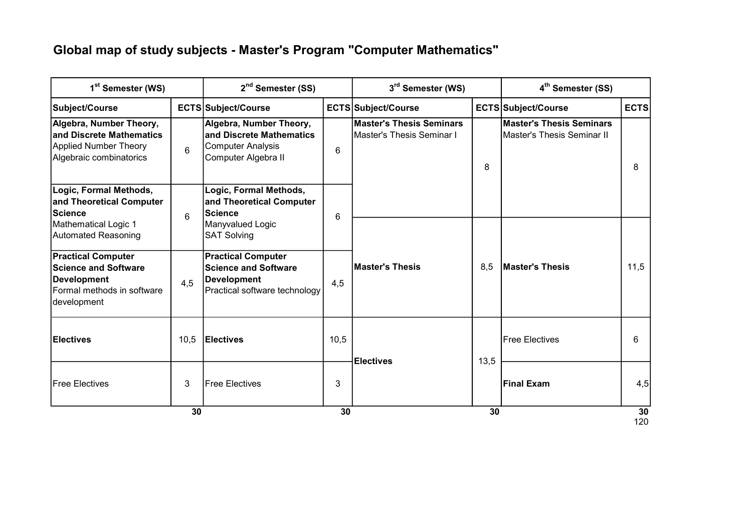## Global map of study subjects - Master's Program "Computer Mathematics"

| 1st Semester (WS) | | 2nd Semester (SS) | | 3rd Semester (WS) | | 4th Semester (SS) | |
|---|---|---|---|---|---|---|---|
| Subject/Course | ECTS | Subject/Course | ECTS | Subject/Course | ECTS | Subject/Course | ECTS |
| **Algebra, Number Theory, and Discrete Mathematics** Applied Number Theory Algebraic combinatorics | 6 | **Algebra, Number Theory, and Discrete Mathematics** Computer Analysis Computer Algebra II | 6 | **Master's Thesis Seminars** Master's Thesis Seminar I | 8 | **Master's Thesis Seminars** Master's Thesis Seminar II | 8 |
| **Logic, Formal Methods, and Theoretical Computer Science** Mathematical Logic 1 Automated Reasoning | 6 | **Logic, Formal Methods, and Theoretical Computer Science** Manyvalued Logic SAT Solving | 6 | | | | |
| **Practical Computer Science and Software Development** Formal methods in software development | 4,5 | **Practical Computer Science and Software Development** Practical software technology | 4,5 | **Master's Thesis** | 8,5 | **Master's Thesis** | 11,5 |
| **Electives** | 10,5 | **Electives** | 10,5 | **Electives** | 13,5 | Free Electives | 6 |
| Free Electives | 3 | Free Electives | 3 | | | **Final Exam** | 4,5 |
| | **30** | | **30** | | **30** | | **30** |
| | | | | | | | 120 |